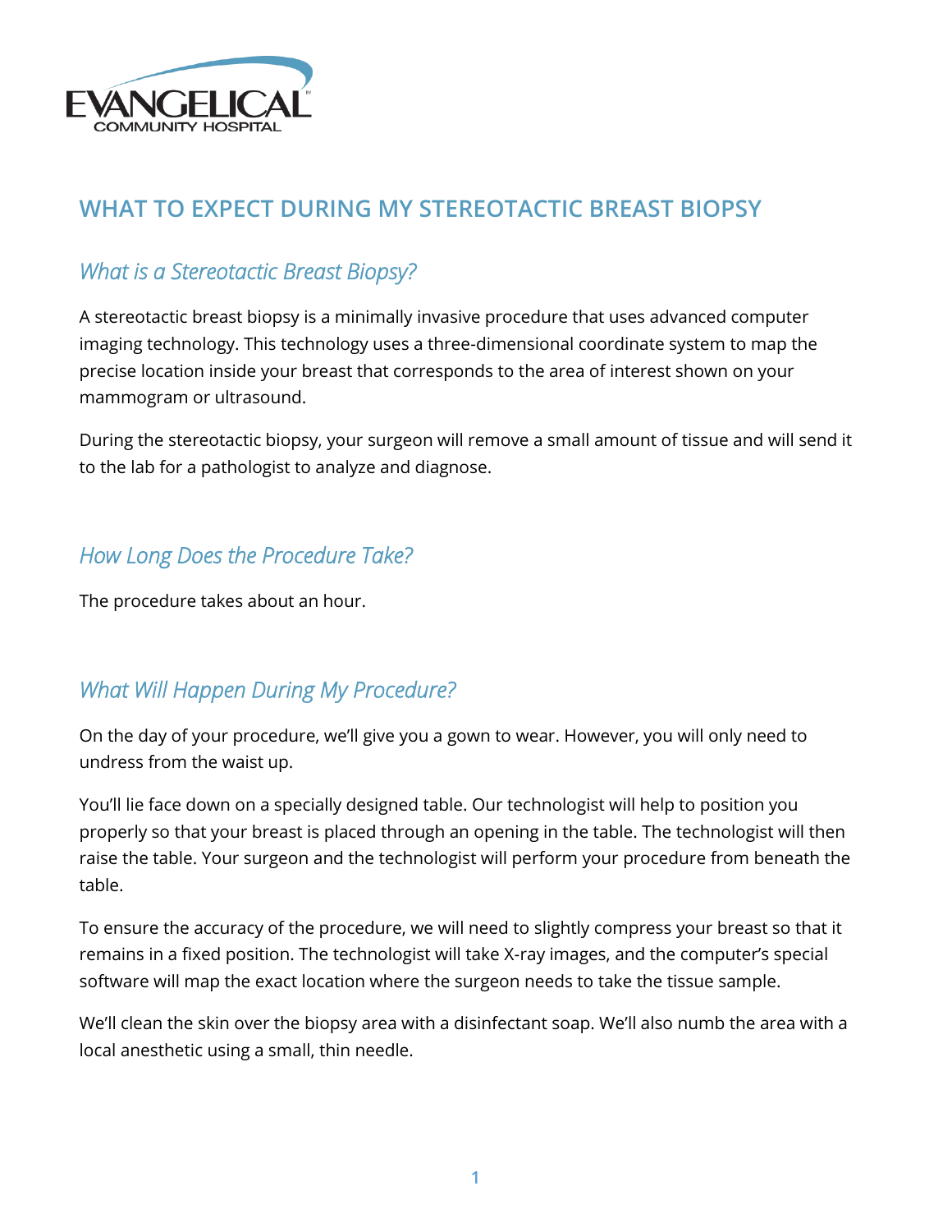EVANGELICAL COMMUNITY HOSPITAL

# WHAT TO EXPECT DURING MY STEREOTACTIC BREAST BIOPSY

## *What is a Stereotactic Breast Biopsy?*

A stereotactic breast biopsy is a minimally invasive procedure that uses advanced computer imaging technology. This technology uses a three-dimensional coordinate system to map the precise location inside your breast that corresponds to the area of interest shown on your mammogram or ultrasound.

During the stereotactic biopsy, your surgeon will remove a small amount of tissue and will send it to the lab for a pathologist to analyze and diagnose.

## *How Long Does the Procedure Take?*

The procedure takes about an hour.

## *What Will Happen During My Procedure?*

On the day of your procedure, we'll give you a gown to wear. However, you will only need to undress from the waist up.

You'll lie face down on a specially designed table. Our technologist will help to position you properly so that your breast is placed through an opening in the table. The technologist will then raise the table. Your surgeon and the technologist will perform your procedure from beneath the table.

To ensure the accuracy of the procedure, we will need to slightly compress your breast so that it remains in a fixed position. The technologist will take X-ray images, and the computer's special software will map the exact location where the surgeon needs to take the tissue sample.

We'll clean the skin over the biopsy area with a disinfectant soap. We'll also numb the area with a local anesthetic using a small, thin needle.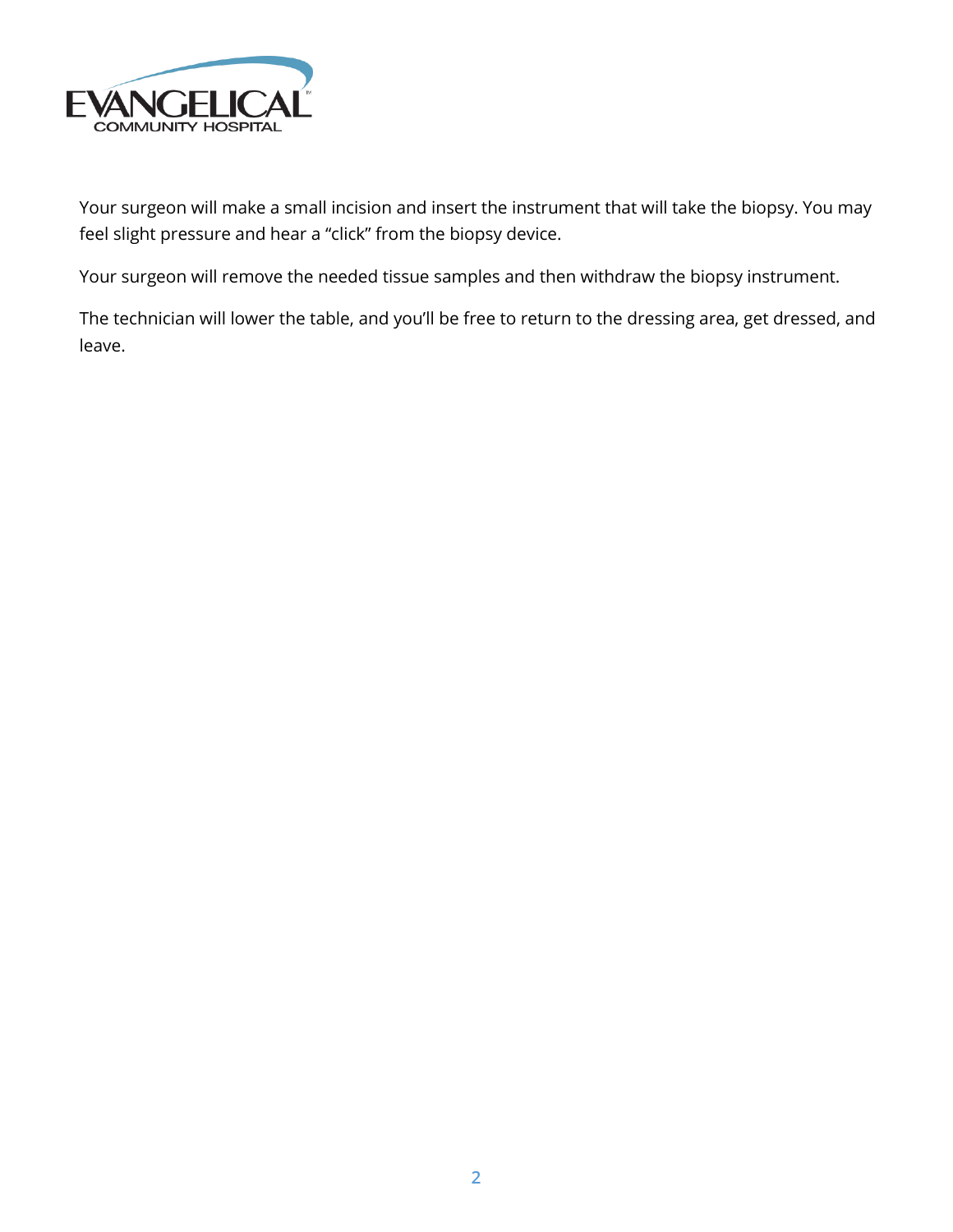Your surgeon will make a small incision and insert the instrument that will take the biopsy. You may feel slight pressure and hear a “click” from the biopsy device.

Your surgeon will remove the needed tissue samples and then withdraw the biopsy instrument.

The technician will lower the table, and you’ll be free to return to the dressing area, get dressed, and leave.